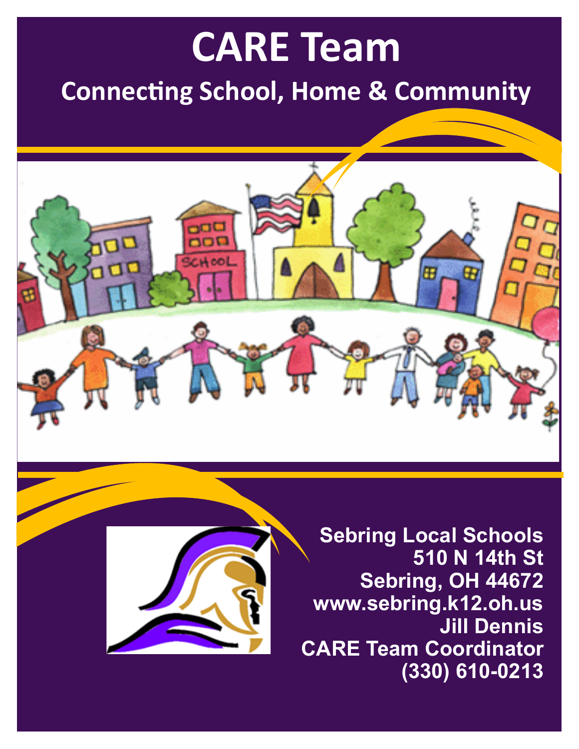# CARE Team

## Connecting School, Home & Community

**Sebring Local Schools**
**510 N 14th St**
**Sebring, OH 44672**
**www.sebring.k12.oh.us**
**Jill Dennis**
**CARE Team Coordinator**
**(330) 610-0213**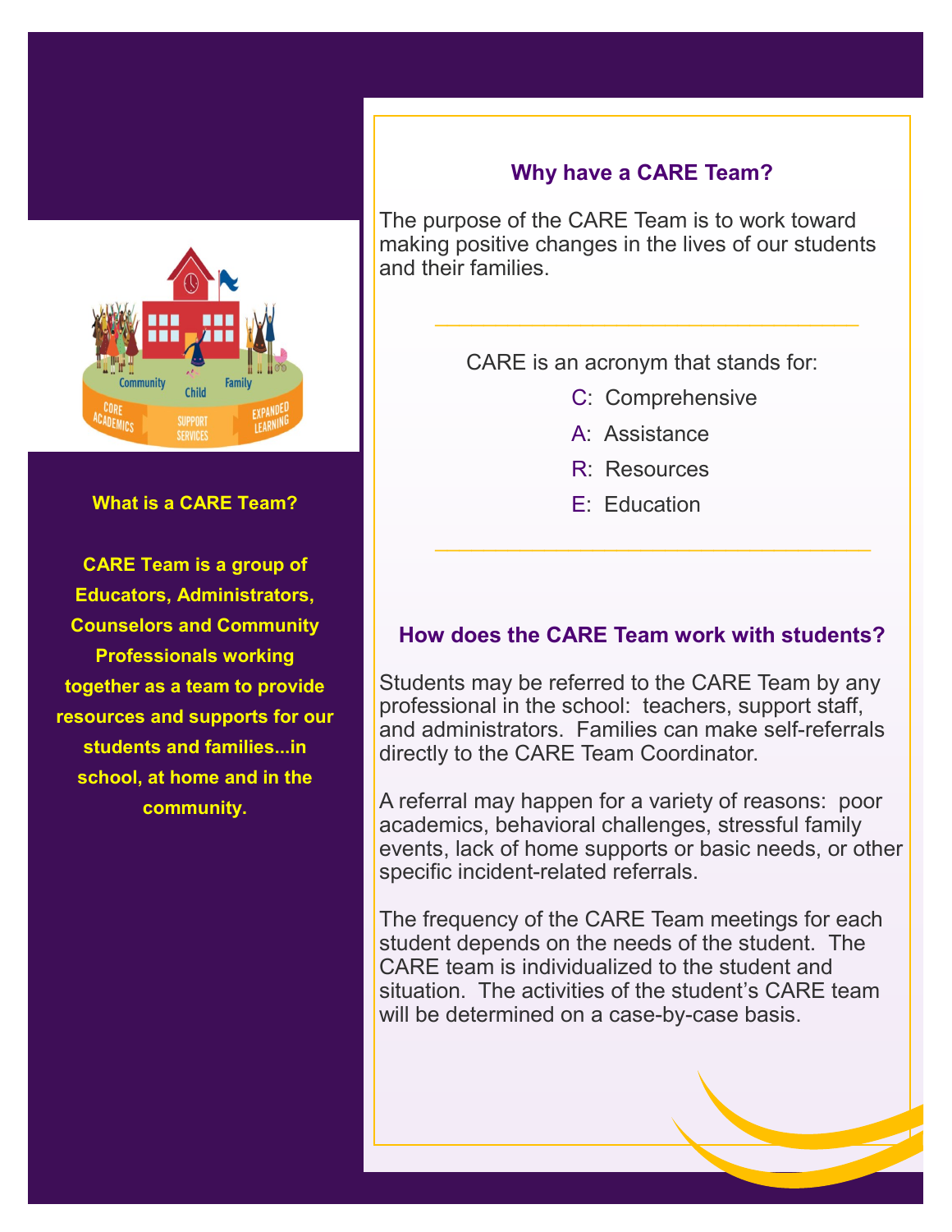### What is a CARE Team?

**CARE Team is a group of Educators, Administrators, Counselors and Community Professionals working together as a team to provide resources and supports for our students and families...in school, at home and in the community.**

### Why have a CARE Team?

The purpose of the CARE Team is to work toward making positive changes in the lives of our students and their families.

---

CARE is an acronym that stands for:

C: Comprehensive
A: Assistance
R: Resources
E: Education

---

### How does the CARE Team work with students?

Students may be referred to the CARE Team by any professional in the school: teachers, support staff, and administrators. Families can make self-referrals directly to the CARE Team Coordinator.

A referral may happen for a variety of reasons: poor academics, behavioral challenges, stressful family events, lack of home supports or basic needs, or other specific incident-related referrals.

The frequency of the CARE Team meetings for each student depends on the needs of the student. The CARE team is individualized to the student and situation. The activities of the student's CARE team will be determined on a case-by-case basis.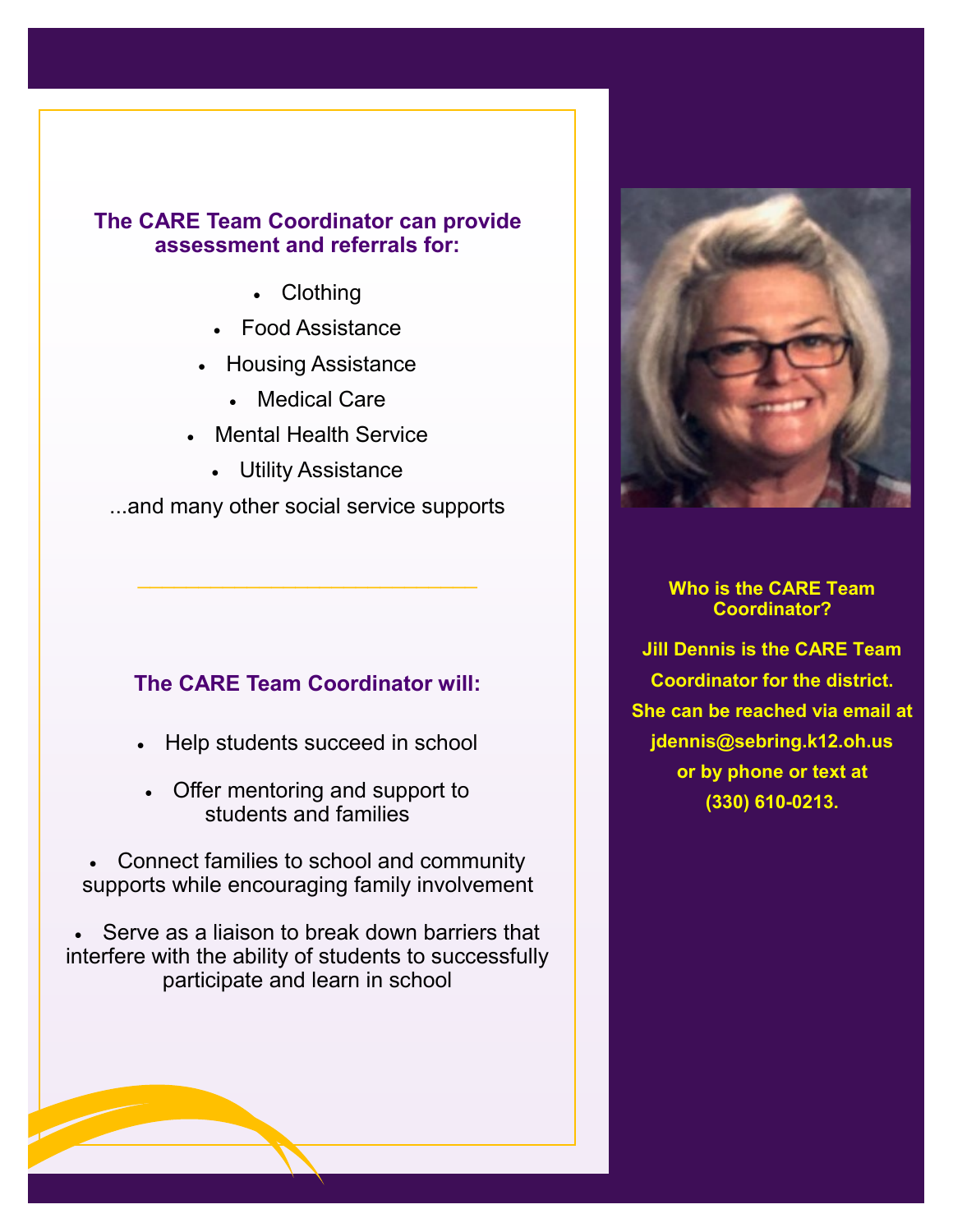### The CARE Team Coordinator can provide assessment and referrals for:

- Clothing
- Food Assistance
- Housing Assistance
- Medical Care
- Mental Health Service
- Utility Assistance

...and many other social service supports

---

### The CARE Team Coordinator will:

- Help students succeed in school
- Offer mentoring and support to students and families
- Connect families to school and community supports while encouraging family involvement
- Serve as a liaison to break down barriers that interfere with the ability of students to successfully participate and learn in school

### Who is the CARE Team Coordinator?

**Jill Dennis is the CARE Team Coordinator for the district. She can be reached via email at jdennis@sebring.k12.oh.us or by phone or text at (330) 610-0213.**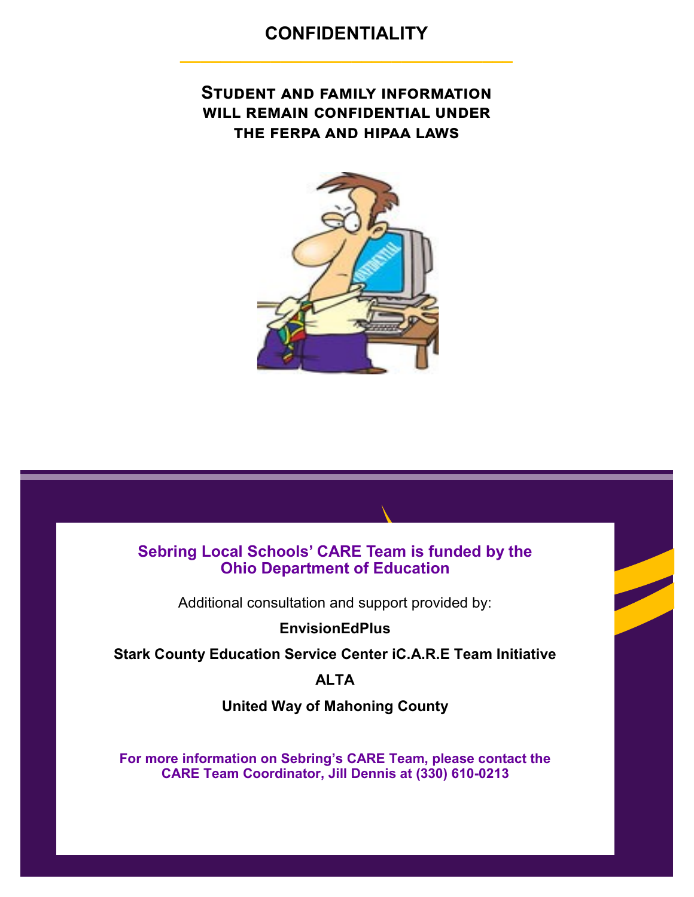# CONFIDENTIALITY

### Student and family information will remain confidential under the FERPA and HIPAA laws

**Sebring Local Schools' CARE Team is funded by the Ohio Department of Education**

Additional consultation and support provided by:

**EnvisionEdPlus**

**Stark County Education Service Center iC.A.R.E Team Initiative**

**ALTA**

**United Way of Mahoning County**

**For more information on Sebring's CARE Team, please contact the CARE Team Coordinator, Jill Dennis at (330) 610-0213**